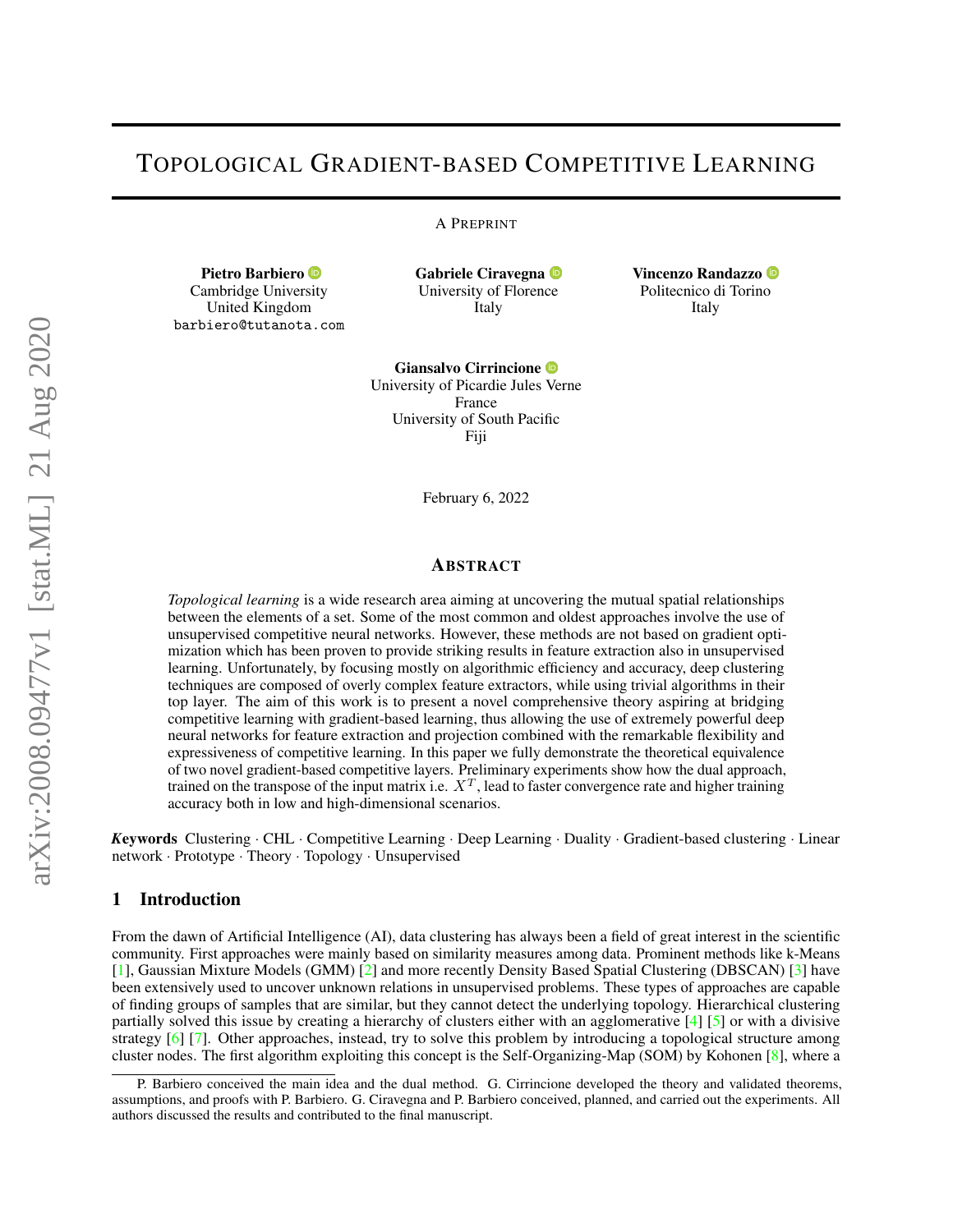# Topological Gradient-based Competitive Learning

A Preprint

**Pietro Barbiero**
Cambridge University
United Kingdom
barbiero@tutanota.com

**Gabriele Ciravegna**
University of Florence
Italy

**Vincenzo Randazzo**
Politecnico di Torino
Italy

**Giansalvo Cirrincione**
University of Picardie Jules Verne
France
University of South Pacific
Fiji

February 6, 2022

## Abstract

*Topological learning* is a wide research area aiming at uncovering the mutual spatial relationships between the elements of a set. Some of the most common and oldest approaches involve the use of unsupervised competitive neural networks. However, these methods are not based on gradient optimization which has been proven to provide striking results in feature extraction also in unsupervised learning. Unfortunately, by focusing mostly on algorithmic efficiency and accuracy, deep clustering techniques are composed of overly complex feature extractors, while using trivial algorithms in their top layer. The aim of this work is to present a novel comprehensive theory aspiring at bridging competitive learning with gradient-based learning, thus allowing the use of extremely powerful deep neural networks for feature extraction and projection combined with the remarkable flexibility and expressiveness of competitive learning. In this paper we fully demonstrate the theoretical equivalence of two novel gradient-based competitive layers. Preliminary experiments show how the dual approach, trained on the transpose of the input matrix i.e. $X^T$, lead to faster convergence rate and higher training accuracy both in low and high-dimensional scenarios.

***Keywords*** Clustering · CHL · Competitive Learning · Deep Learning · Duality · Gradient-based clustering · Linear network · Prototype · Theory · Topology · Unsupervised

## 1 Introduction

From the dawn of Artificial Intelligence (AI), data clustering has always been a field of great interest in the scientific community. First approaches were mainly based on similarity measures among data. Prominent methods like k-Means [1], Gaussian Mixture Models (GMM) [2] and more recently Density Based Spatial Clustering (DBSCAN) [3] have been extensively used to uncover unknown relations in unsupervised problems. These types of approaches are capable of finding groups of samples that are similar, but they cannot detect the underlying topology. Hierarchical clustering partially solved this issue by creating a hierarchy of clusters either with an agglomerative [4] [5] or with a divisive strategy [6] [7]. Other approaches, instead, try to solve this problem by introducing a topological structure among cluster nodes. The first algorithm exploiting this concept is the Self-Organizing-Map (SOM) by Kohonen [8], where a

P. Barbiero conceived the main idea and the dual method. G. Cirrincione developed the theory and validated theorems, assumptions, and proofs with P. Barbiero. G. Ciravegna and P. Barbiero conceived, planned, and carried out the experiments. All authors discussed the results and contributed to the final manuscript.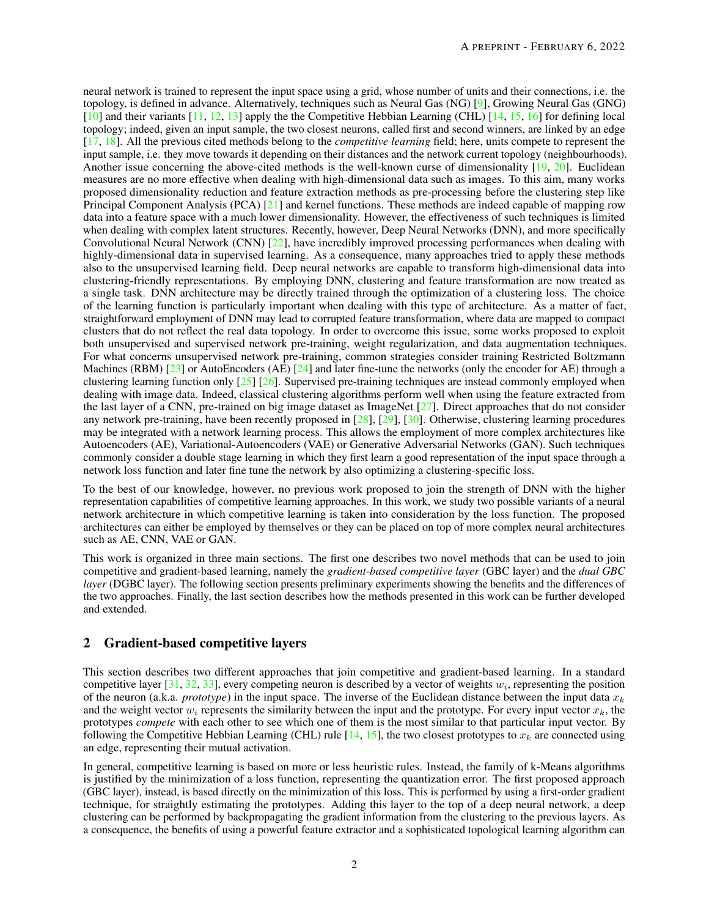neural network is trained to represent the input space using a grid, whose number of units and their connections, i.e. the topology, is defined in advance. Alternatively, techniques such as Neural Gas (NG) [9], Growing Neural Gas (GNG) [10] and their variants [11, 12, 13] apply the the Competitive Hebbian Learning (CHL) [14, 15, 16] for defining local topology; indeed, given an input sample, the two closest neurons, called first and second winners, are linked by an edge [17, 18]. All the previous cited methods belong to the *competitive learning* field; here, units compete to represent the input sample, i.e. they move towards it depending on their distances and the network current topology (neighbourhoods). Another issue concerning the above-cited methods is the well-known curse of dimensionality [19, 20]. Euclidean measures are no more effective when dealing with high-dimensional data such as images. To this aim, many works proposed dimensionality reduction and feature extraction methods as pre-processing before the clustering step like Principal Component Analysis (PCA) [21] and kernel functions. These methods are indeed capable of mapping row data into a feature space with a much lower dimensionality. However, the effectiveness of such techniques is limited when dealing with complex latent structures. Recently, however, Deep Neural Networks (DNN), and more specifically Convolutional Neural Network (CNN) [22], have incredibly improved processing performances when dealing with highly-dimensional data in supervised learning. As a consequence, many approaches tried to apply these methods also to the unsupervised learning field. Deep neural networks are capable to transform high-dimensional data into clustering-friendly representations. By employing DNN, clustering and feature transformation are now treated as a single task. DNN architecture may be directly trained through the optimization of a clustering loss. The choice of the learning function is particularly important when dealing with this type of architecture. As a matter of fact, straightforward employment of DNN may lead to corrupted feature transformation, where data are mapped to compact clusters that do not reflect the real data topology. In order to overcome this issue, some works proposed to exploit both unsupervised and supervised network pre-training, weight regularization, and data augmentation techniques. For what concerns unsupervised network pre-training, common strategies consider training Restricted Boltzmann Machines (RBM) [23] or AutoEncoders (AE) [24] and later fine-tune the networks (only the encoder for AE) through a clustering learning function only [25] [26]. Supervised pre-training techniques are instead commonly employed when dealing with image data. Indeed, classical clustering algorithms perform well when using the feature extracted from the last layer of a CNN, pre-trained on big image dataset as ImageNet [27]. Direct approaches that do not consider any network pre-training, have been recently proposed in [28], [29], [30]. Otherwise, clustering learning procedures may be integrated with a network learning process. This allows the employment of more complex architectures like Autoencoders (AE), Variational-Autoencoders (VAE) or Generative Adversarial Networks (GAN). Such techniques commonly consider a double stage learning in which they first learn a good representation of the input space through a network loss function and later fine tune the network by also optimizing a clustering-specific loss.

To the best of our knowledge, however, no previous work proposed to join the strength of DNN with the higher representation capabilities of competitive learning approaches. In this work, we study two possible variants of a neural network architecture in which competitive learning is taken into consideration by the loss function. The proposed architectures can either be employed by themselves or they can be placed on top of more complex neural architectures such as AE, CNN, VAE or GAN.

This work is organized in three main sections. The first one describes two novel methods that can be used to join competitive and gradient-based learning, namely the *gradient-based competitive layer* (GBC layer) and the *dual GBC layer* (DGBC layer). The following section presents preliminary experiments showing the benefits and the differences of the two approaches. Finally, the last section describes how the methods presented in this work can be further developed and extended.

## 2 Gradient-based competitive layers

This section describes two different approaches that join competitive and gradient-based learning. In a standard competitive layer [31, 32, 33], every competing neuron is described by a vector of weights $w_i$, representing the position of the neuron (a.k.a. *prototype*) in the input space. The inverse of the Euclidean distance between the input data $x_k$ and the weight vector $w_i$ represents the similarity between the input and the prototype. For every input vector $x_k$, the prototypes *compete* with each other to see which one of them is the most similar to that particular input vector. By following the Competitive Hebbian Learning (CHL) rule [14, 15], the two closest prototypes to $x_k$ are connected using an edge, representing their mutual activation.

In general, competitive learning is based on more or less heuristic rules. Instead, the family of k-Means algorithms is justified by the minimization of a loss function, representing the quantization error. The first proposed approach (GBC layer), instead, is based directly on the minimization of this loss. This is performed by using a first-order gradient technique, for straightly estimating the prototypes. Adding this layer to the top of a deep neural network, a deep clustering can be performed by backpropagating the gradient information from the clustering to the previous layers. As a consequence, the benefits of using a powerful feature extractor and a sophisticated topological learning algorithm can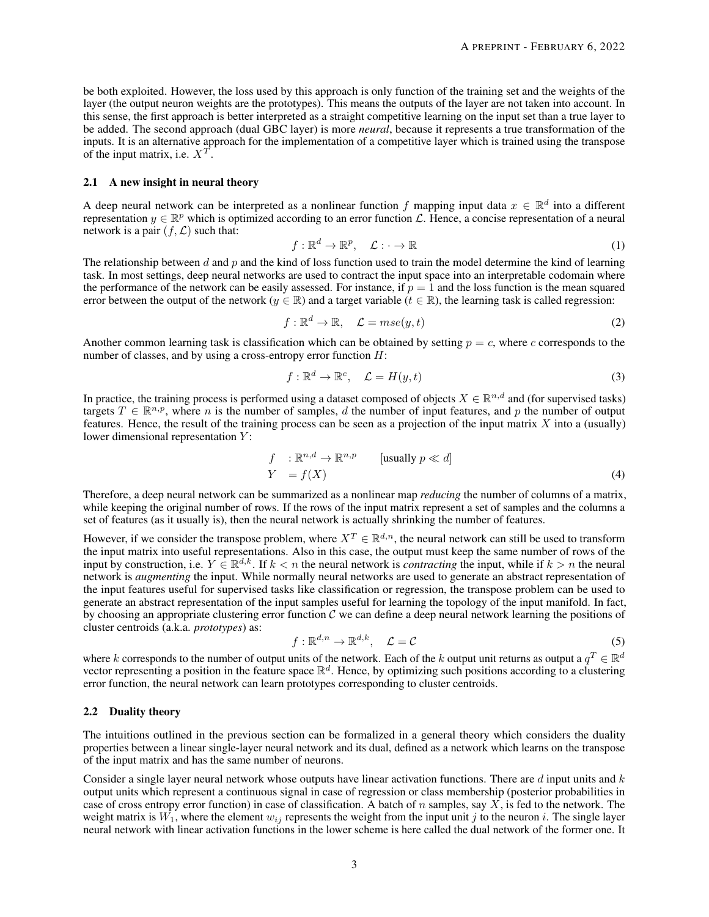be both exploited. However, the loss used by this approach is only function of the training set and the weights of the layer (the output neuron weights are the prototypes). This means the outputs of the layer are not taken into account. In this sense, the first approach is better interpreted as a straight competitive learning on the input set than a true layer to be added. The second approach (dual GBC layer) is more *neural*, because it represents a true transformation of the inputs. It is an alternative approach for the implementation of a competitive layer which is trained using the transpose of the input matrix, i.e. $X^T$.

### 2.1 A new insight in neural theory

A deep neural network can be interpreted as a nonlinear function $f$ mapping input data $x \in \mathbb{R}^d$ into a different representation $y \in \mathbb{R}^p$ which is optimized according to an error function $\mathcal{L}$. Hence, a concise representation of a neural network is a pair $(f, \mathcal{L})$ such that:

$$f : \mathbb{R}^d \to \mathbb{R}^p, \quad \mathcal{L} : \cdot \to \mathbb{R} \tag{1}$$

The relationship between $d$ and $p$ and the kind of loss function used to train the model determine the kind of learning task. In most settings, deep neural networks are used to contract the input space into an interpretable codomain where the performance of the network can be easily assessed. For instance, if $p = 1$ and the loss function is the mean squared error between the output of the network ($y \in \mathbb{R}$) and a target variable ($t \in \mathbb{R}$), the learning task is called regression:

$$f : \mathbb{R}^d \to \mathbb{R}, \quad \mathcal{L} = mse(y, t) \tag{2}$$

Another common learning task is classification which can be obtained by setting $p = c$, where $c$ corresponds to the number of classes, and by using a cross-entropy error function $H$:

$$f : \mathbb{R}^d \to \mathbb{R}^c, \quad \mathcal{L} = H(y, t) \tag{3}$$

In practice, the training process is performed using a dataset composed of objects $X \in \mathbb{R}^{n,d}$ and (for supervised tasks) targets $T \in \mathbb{R}^{n,p}$, where $n$ is the number of samples, $d$ the number of input features, and $p$ the number of output features. Hence, the result of the training process can be seen as a projection of the input matrix $X$ into a (usually) lower dimensional representation $Y$:

$$\begin{aligned} f \quad &: \mathbb{R}^{n,d} \to \mathbb{R}^{n,p} \qquad \text{[usually } p \ll d\text{]} \\ Y \quad &= f(X) \end{aligned} \tag{4}$$

Therefore, a deep neural network can be summarized as a nonlinear map *reducing* the number of columns of a matrix, while keeping the original number of rows. If the rows of the input matrix represent a set of samples and the columns a set of features (as it usually is), then the neural network is actually shrinking the number of features.

However, if we consider the transpose problem, where $X^T \in \mathbb{R}^{d,n}$, the neural network can still be used to transform the input matrix into useful representations. Also in this case, the output must keep the same number of rows of the input by construction, i.e. $Y \in \mathbb{R}^{d,k}$. If $k < n$ the neural network is *contracting* the input, while if $k > n$ the neural network is *augmenting* the input. While normally neural networks are used to generate an abstract representation of the input features useful for supervised tasks like classification or regression, the transpose problem can be used to generate an abstract representation of the input samples useful for learning the topology of the input manifold. In fact, by choosing an appropriate clustering error function $\mathcal{C}$ we can define a deep neural network learning the positions of cluster centroids (a.k.a. *prototypes*) as:

$$f : \mathbb{R}^{d,n} \to \mathbb{R}^{d,k}, \quad \mathcal{L} = \mathcal{C} \tag{5}$$

where $k$ corresponds to the number of output units of the network. Each of the $k$ output unit returns as output a $q^T \in \mathbb{R}^d$ vector representing a position in the feature space $\mathbb{R}^d$. Hence, by optimizing such positions according to a clustering error function, the neural network can learn prototypes corresponding to cluster centroids.

### 2.2 Duality theory

The intuitions outlined in the previous section can be formalized in a general theory which considers the duality properties between a linear single-layer neural network and its dual, defined as a network which learns on the transpose of the input matrix and has the same number of neurons.

Consider a single layer neural network whose outputs have linear activation functions. There are $d$ input units and $k$ output units which represent a continuous signal in case of regression or class membership (posterior probabilities in case of cross entropy error function) in case of classification. A batch of $n$ samples, say $X$, is fed to the network. The weight matrix is $W_1$, where the element $w_{ij}$ represents the weight from the input unit $j$ to the neuron $i$. The single layer neural network with linear activation functions in the lower scheme is here called the dual network of the former one. It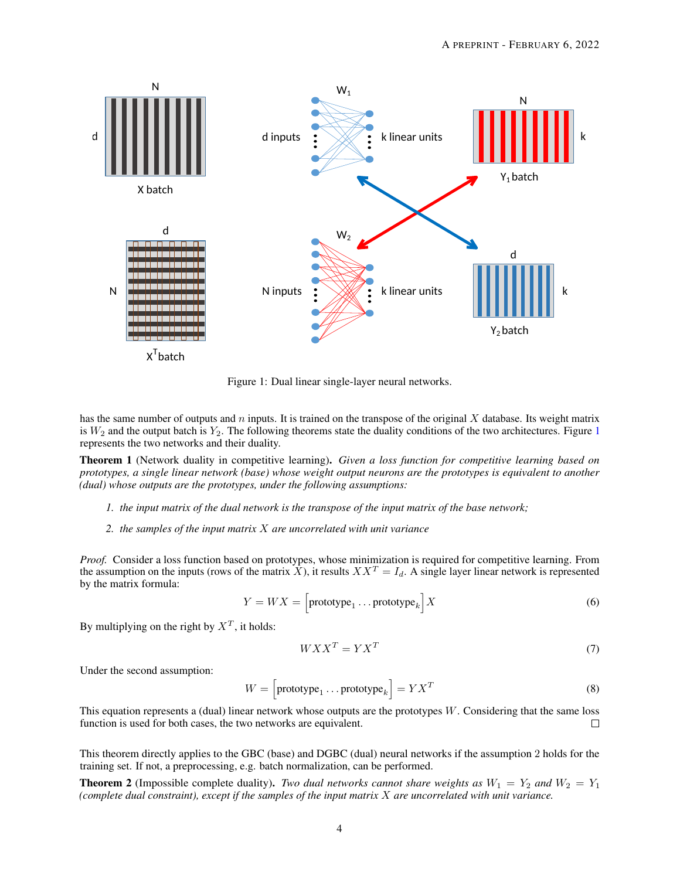Figure 1: Dual linear single-layer neural networks.

has the same number of outputs and $n$ inputs. It is trained on the transpose of the original $X$ database. Its weight matrix is $W_2$ and the output batch is $Y_2$. The following theorems state the duality conditions of the two architectures. Figure 1 represents the two networks and their duality.

**Theorem 1** (Network duality in competitive learning). *Given a loss function for competitive learning based on prototypes, a single linear network (base) whose weight output neurons are the prototypes is equivalent to another (dual) whose outputs are the prototypes, under the following assumptions:*

1. *the input matrix of the dual network is the transpose of the input matrix of the base network;*
2. *the samples of the input matrix $X$ are uncorrelated with unit variance*

*Proof.* Consider a loss function based on prototypes, whose minimization is required for competitive learning. From the assumption on the inputs (rows of the matrix $X$), it results $XX^T = I_d$. A single layer linear network is represented by the matrix formula:

$$Y = WX = \left[\text{prototype}_1 \ldots \text{prototype}_k\right] X \tag{6}$$

By multiplying on the right by $X^T$, it holds:

$$WXX^T = YX^T \tag{7}$$

Under the second assumption:

$$W = \left[\text{prototype}_1 \ldots \text{prototype}_k\right] = YX^T \tag{8}$$

This equation represents a (dual) linear network whose outputs are the prototypes $W$. Considering that the same loss function is used for both cases, the two networks are equivalent. □

This theorem directly applies to the GBC (base) and DGBC (dual) neural networks if the assumption 2 holds for the training set. If not, a preprocessing, e.g. batch normalization, can be performed.

**Theorem 2** (Impossible complete duality). *Two dual networks cannot share weights as $W_1 = Y_2$ and $W_2 = Y_1$ (complete dual constraint), except if the samples of the input matrix $X$ are uncorrelated with unit variance.*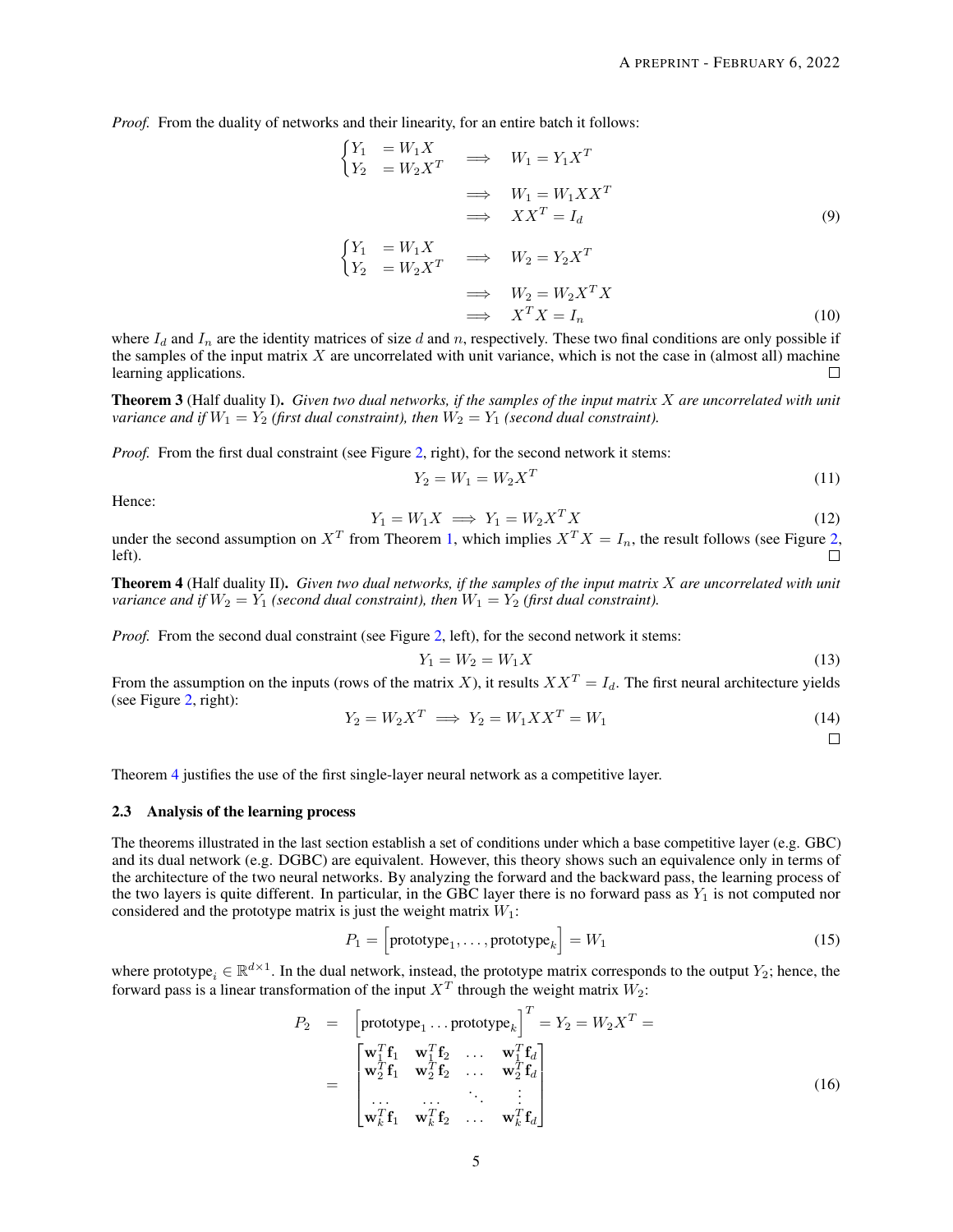*Proof.* From the duality of networks and their linearity, for an entire batch it follows:

$$
\begin{aligned}
\begin{cases} Y_1 &= W_1 X \\ Y_2 &= W_2 X^T \end{cases} &\implies \quad W_1 = Y_1 X^T \\
&\implies \quad W_1 = W_1 X X^T \\
&\implies \quad X X^T = I_d
\end{aligned} \tag{9}
$$

$$
\begin{aligned}
\begin{cases} Y_1 &= W_1 X \\ Y_2 &= W_2 X^T \end{cases} &\implies \quad W_2 = Y_2 X^T \\
&\implies \quad W_2 = W_2 X^T X \\
&\implies \quad X^T X = I_n
\end{aligned} \tag{10}
$$

where $I_d$ and $I_n$ are the identity matrices of size $d$ and $n$, respectively. These two final conditions are only possible if the samples of the input matrix $X$ are uncorrelated with unit variance, which is not the case in (almost all) machine learning applications. □

**Theorem 3** (Half duality I)**.** *Given two dual networks, if the samples of the input matrix $X$ are uncorrelated with unit variance and if $W_1 = Y_2$ (first dual constraint), then $W_2 = Y_1$ (second dual constraint).*

*Proof.* From the first dual constraint (see Figure 2, right), for the second network it stems:

$$
Y_2 = W_1 = W_2 X^T \tag{11}
$$

Hence:

$$
Y_1 = W_1 X \implies Y_1 = W_2 X^T X \tag{12}
$$

under the second assumption on $X^T$ from Theorem 1, which implies $X^T X = I_n$, the result follows (see Figure 2, left). □

**Theorem 4** (Half duality II)**.** *Given two dual networks, if the samples of the input matrix $X$ are uncorrelated with unit variance and if $W_2 = Y_1$ (second dual constraint), then $W_1 = Y_2$ (first dual constraint).*

*Proof.* From the second dual constraint (see Figure 2, left), for the second network it stems:

$$
Y_1 = W_2 = W_1 X \tag{13}
$$

From the assumption on the inputs (rows of the matrix $X$), it results $X X^T = I_d$. The first neural architecture yields (see Figure 2, right):

$$
Y_2 = W_2 X^T \implies Y_2 = W_1 X X^T = W_1 \tag{14}
$$

□

Theorem 4 justifies the use of the first single-layer neural network as a competitive layer.

### 2.3 Analysis of the learning process

The theorems illustrated in the last section establish a set of conditions under which a base competitive layer (e.g. GBC) and its dual network (e.g. DGBC) are equivalent. However, this theory shows such an equivalence only in terms of the architecture of the two neural networks. By analyzing the forward and the backward pass, the learning process of the two layers is quite different. In particular, in the GBC layer there is no forward pass as $Y_1$ is not computed nor considered and the prototype matrix is just the weight matrix $W_1$:

$$
P_1 = \left[\text{prototype}_1, \ldots, \text{prototype}_k\right] = W_1 \tag{15}
$$

where $\text{prototype}_i \in \mathbb{R}^{d \times 1}$. In the dual network, instead, the prototype matrix corresponds to the output $Y_2$; hence, the forward pass is a linear transformation of the input $X^T$ through the weight matrix $W_2$:

$$
\begin{aligned}
P_2 &= \left[\text{prototype}_1 \ldots \text{prototype}_k\right]^T = Y_2 = W_2 X^T = \\
&= \begin{bmatrix}
\mathbf{w}_1^T \mathbf{f}_1 & \mathbf{w}_1^T \mathbf{f}_2 & \ldots & \mathbf{w}_1^T \mathbf{f}_d \\
\mathbf{w}_2^T \mathbf{f}_1 & \mathbf{w}_2^T \mathbf{f}_2 & \ldots & \mathbf{w}_2^T \mathbf{f}_d \\
\ldots & \ldots & \ddots & \vdots \\
\mathbf{w}_k^T \mathbf{f}_1 & \mathbf{w}_k^T \mathbf{f}_2 & \ldots & \mathbf{w}_k^T \mathbf{f}_d
\end{bmatrix}
\end{aligned} \tag{16}
$$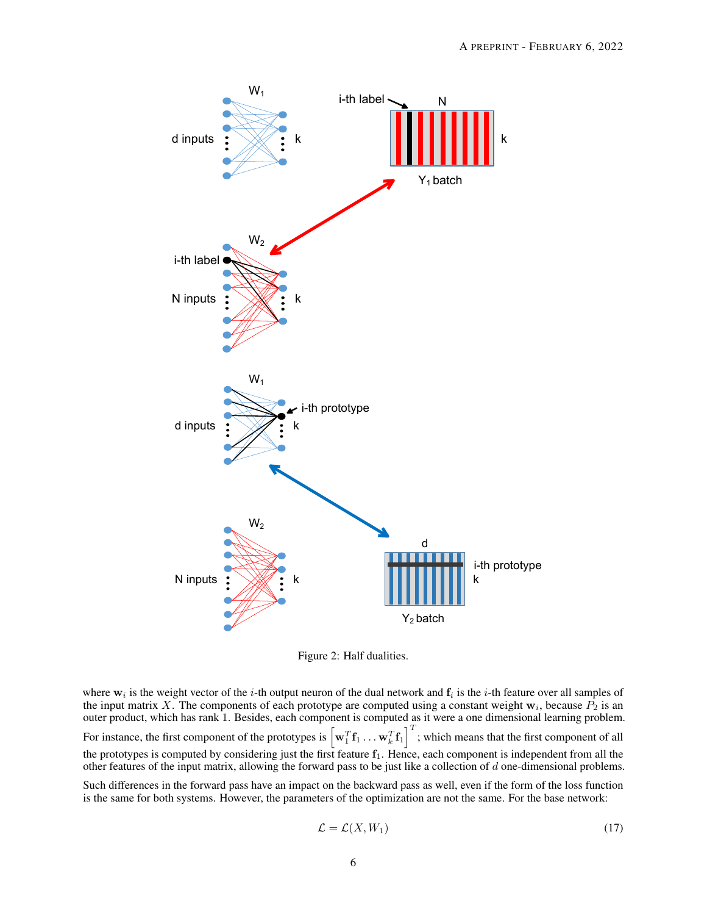Figure 2: Half dualities.

where $\mathbf{w}_i$ is the weight vector of the $i$-th output neuron of the dual network and $\mathbf{f}_i$ is the $i$-th feature over all samples of the input matrix $X$. The components of each prototype are computed using a constant weight $\mathbf{w}_i$, because $P_2$ is an outer product, which has rank 1. Besides, each component is computed as it were a one dimensional learning problem. For instance, the first component of the prototypes is $\left[\mathbf{w}_1^T \mathbf{f}_1 \ldots \mathbf{w}_k^T \mathbf{f}_1\right]^T$; which means that the first component of all the prototypes is computed by considering just the first feature $\mathbf{f}_1$. Hence, each component is independent from all the other features of the input matrix, allowing the forward pass to be just like a collection of $d$ one-dimensional problems.

Such differences in the forward pass have an impact on the backward pass as well, even if the form of the loss function is the same for both systems. However, the parameters of the optimization are not the same. For the base network:

$$\mathcal{L} = \mathcal{L}(X, W_1) \tag{17}$$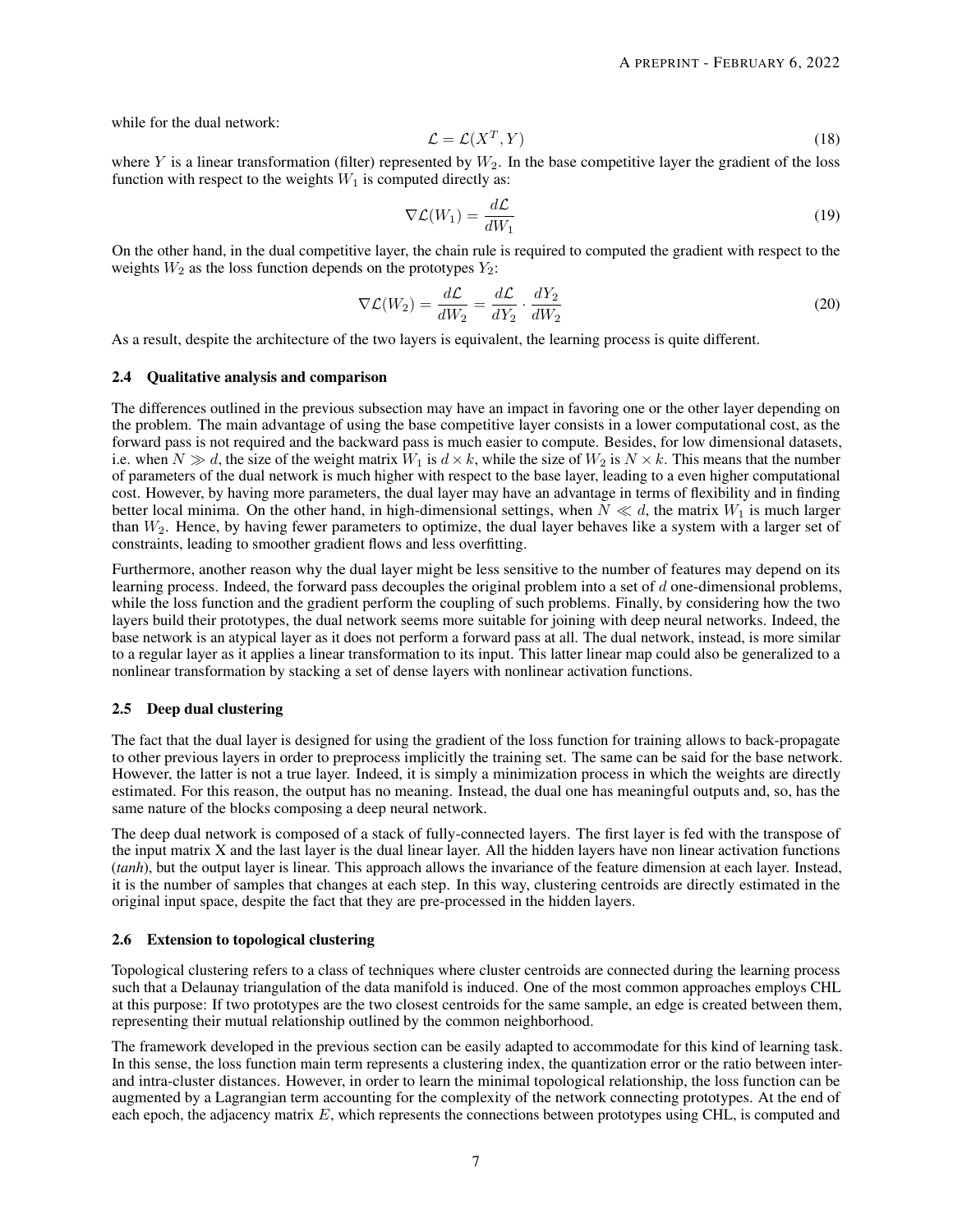while for the dual network:

$$\mathcal{L} = \mathcal{L}(X^T, Y) \tag{18}$$

where $Y$ is a linear transformation (filter) represented by $W_2$. In the base competitive layer the gradient of the loss function with respect to the weights $W_1$ is computed directly as:

$$\nabla \mathcal{L}(W_1) = \frac{d\mathcal{L}}{dW_1} \tag{19}$$

On the other hand, in the dual competitive layer, the chain rule is required to computed the gradient with respect to the weights $W_2$ as the loss function depends on the prototypes $Y_2$:

$$\nabla \mathcal{L}(W_2) = \frac{d\mathcal{L}}{dW_2} = \frac{d\mathcal{L}}{dY_2} \cdot \frac{dY_2}{dW_2} \tag{20}$$

As a result, despite the architecture of the two layers is equivalent, the learning process is quite different.

### 2.4 Qualitative analysis and comparison

The differences outlined in the previous subsection may have an impact in favoring one or the other layer depending on the problem. The main advantage of using the base competitive layer consists in a lower computational cost, as the forward pass is not required and the backward pass is much easier to compute. Besides, for low dimensional datasets, i.e. when $N \gg d$, the size of the weight matrix $W_1$ is $d \times k$, while the size of $W_2$ is $N \times k$. This means that the number of parameters of the dual network is much higher with respect to the base layer, leading to a even higher computational cost. However, by having more parameters, the dual layer may have an advantage in terms of flexibility and in finding better local minima. On the other hand, in high-dimensional settings, when $N \ll d$, the matrix $W_1$ is much larger than $W_2$. Hence, by having fewer parameters to optimize, the dual layer behaves like a system with a larger set of constraints, leading to smoother gradient flows and less overfitting.

Furthermore, another reason why the dual layer might be less sensitive to the number of features may depend on its learning process. Indeed, the forward pass decouples the original problem into a set of $d$ one-dimensional problems, while the loss function and the gradient perform the coupling of such problems. Finally, by considering how the two layers build their prototypes, the dual network seems more suitable for joining with deep neural networks. Indeed, the base network is an atypical layer as it does not perform a forward pass at all. The dual network, instead, is more similar to a regular layer as it applies a linear transformation to its input. This latter linear map could also be generalized to a nonlinear transformation by stacking a set of dense layers with nonlinear activation functions.

### 2.5 Deep dual clustering

The fact that the dual layer is designed for using the gradient of the loss function for training allows to back-propagate to other previous layers in order to preprocess implicitly the training set. The same can be said for the base network. However, the latter is not a true layer. Indeed, it is simply a minimization process in which the weights are directly estimated. For this reason, the output has no meaning. Instead, the dual one has meaningful outputs and, so, has the same nature of the blocks composing a deep neural network.

The deep dual network is composed of a stack of fully-connected layers. The first layer is fed with the transpose of the input matrix X and the last layer is the dual linear layer. All the hidden layers have non linear activation functions (*tanh*), but the output layer is linear. This approach allows the invariance of the feature dimension at each layer. Instead, it is the number of samples that changes at each step. In this way, clustering centroids are directly estimated in the original input space, despite the fact that they are pre-processed in the hidden layers.

### 2.6 Extension to topological clustering

Topological clustering refers to a class of techniques where cluster centroids are connected during the learning process such that a Delaunay triangulation of the data manifold is induced. One of the most common approaches employs CHL at this purpose: If two prototypes are the two closest centroids for the same sample, an edge is created between them, representing their mutual relationship outlined by the common neighborhood.

The framework developed in the previous section can be easily adapted to accommodate for this kind of learning task. In this sense, the loss function main term represents a clustering index, the quantization error or the ratio between inter- and intra-cluster distances. However, in order to learn the minimal topological relationship, the loss function can be augmented by a Lagrangian term accounting for the complexity of the network connecting prototypes. At the end of each epoch, the adjacency matrix $E$, which represents the connections between prototypes using CHL, is computed and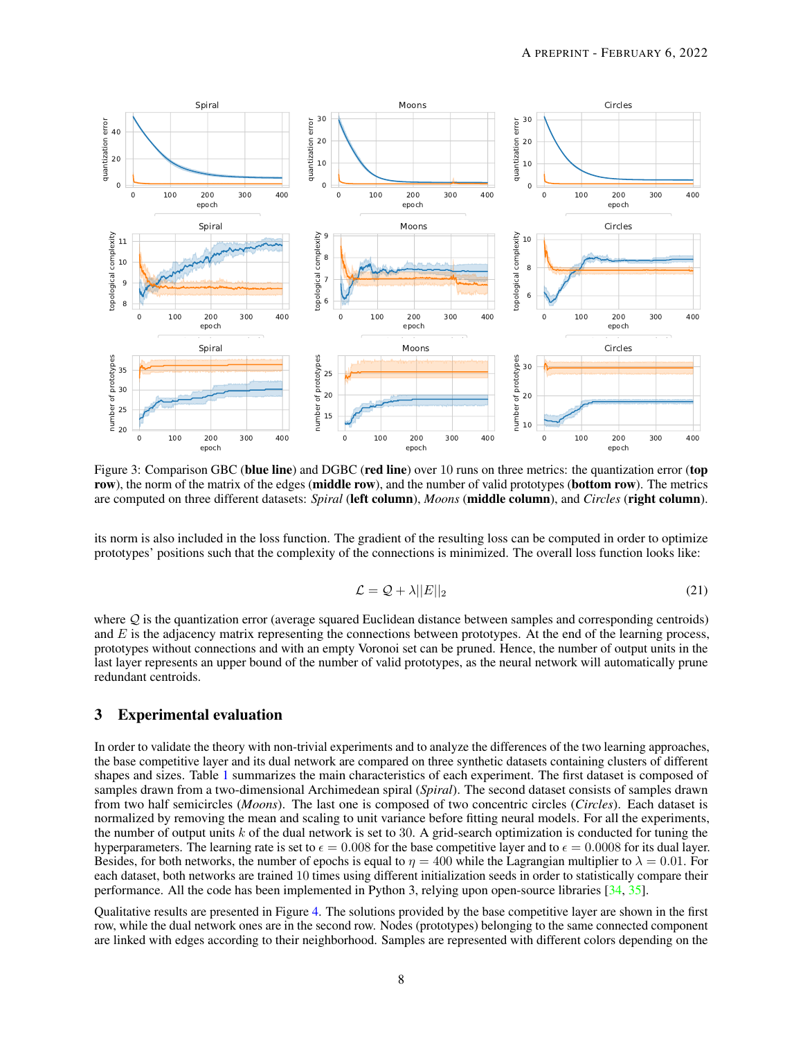Figure 3: Comparison GBC (**blue line**) and DGBC (**red line**) over 10 runs on three metrics: the quantization error (**top row**), the norm of the matrix of the edges (**middle row**), and the number of valid prototypes (**bottom row**). The metrics are computed on three different datasets: *Spiral* (**left column**), *Moons* (**middle column**), and *Circles* (**right column**).

its norm is also included in the loss function. The gradient of the resulting loss can be computed in order to optimize prototypes' positions such that the complexity of the connections is minimized. The overall loss function looks like:

$$\mathcal{L} = \mathcal{Q} + \lambda ||E||_2 \tag{21}$$

where $\mathcal{Q}$ is the quantization error (average squared Euclidean distance between samples and corresponding centroids) and $E$ is the adjacency matrix representing the connections between prototypes. At the end of the learning process, prototypes without connections and with an empty Voronoi set can be pruned. Hence, the number of output units in the last layer represents an upper bound of the number of valid prototypes, as the neural network will automatically prune redundant centroids.

## 3 Experimental evaluation

In order to validate the theory with non-trivial experiments and to analyze the differences of the two learning approaches, the base competitive layer and its dual network are compared on three synthetic datasets containing clusters of different shapes and sizes. Table 1 summarizes the main characteristics of each experiment. The first dataset is composed of samples drawn from a two-dimensional Archimedean spiral (*Spiral*). The second dataset consists of samples drawn from two half semicircles (*Moons*). The last one is composed of two concentric circles (*Circles*). Each dataset is normalized by removing the mean and scaling to unit variance before fitting neural models. For all the experiments, the number of output units $k$ of the dual network is set to 30. A grid-search optimization is conducted for tuning the hyperparameters. The learning rate is set to $\epsilon = 0.008$ for the base competitive layer and to $\epsilon = 0.0008$ for its dual layer. Besides, for both networks, the number of epochs is equal to $\eta = 400$ while the Lagrangian multiplier to $\lambda = 0.01$. For each dataset, both networks are trained 10 times using different initialization seeds in order to statistically compare their performance. All the code has been implemented in Python 3, relying upon open-source libraries [34, 35].

Qualitative results are presented in Figure 4. The solutions provided by the base competitive layer are shown in the first row, while the dual network ones are in the second row. Nodes (prototypes) belonging to the same connected component are linked with edges according to their neighborhood. Samples are represented with different colors depending on the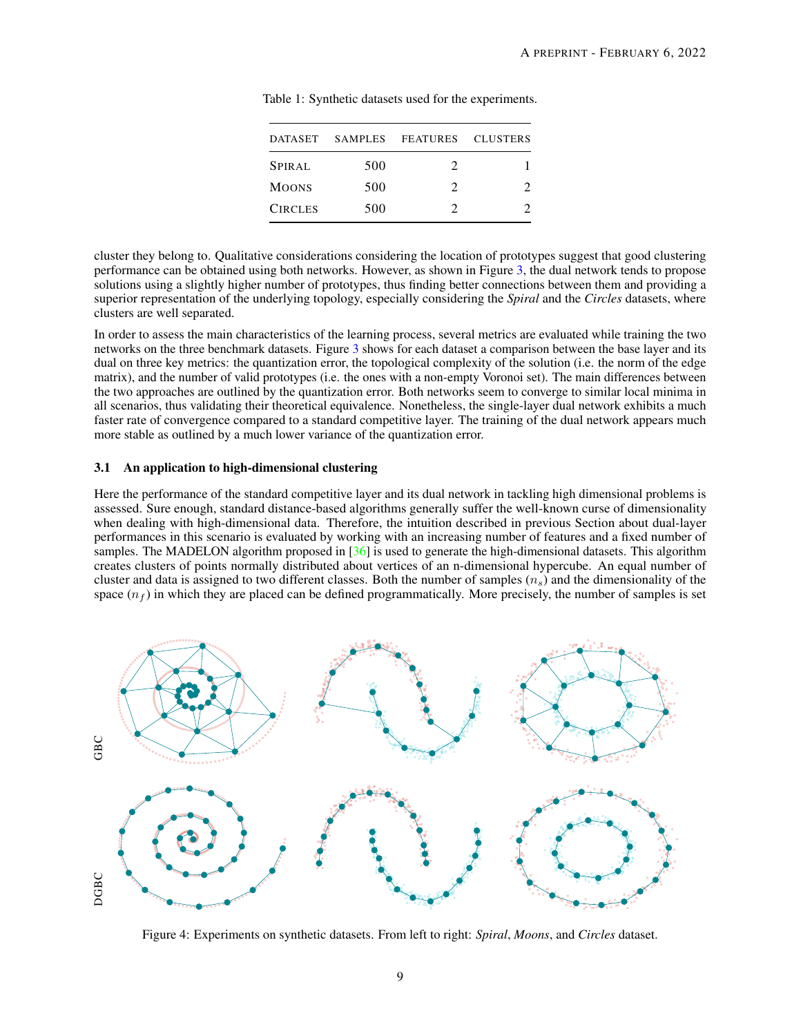Table 1: Synthetic datasets used for the experiments.

| DATASET | SAMPLES | FEATURES | CLUSTERS |
|---|---|---|---|
| SPIRAL | 500 | 2 | 1 |
| MOONS | 500 | 2 | 2 |
| CIRCLES | 500 | 2 | 2 |

cluster they belong to. Qualitative considerations considering the location of prototypes suggest that good clustering performance can be obtained using both networks. However, as shown in Figure 3, the dual network tends to propose solutions using a slightly higher number of prototypes, thus finding better connections between them and providing a superior representation of the underlying topology, especially considering the *Spiral* and the *Circles* datasets, where clusters are well separated.

In order to assess the main characteristics of the learning process, several metrics are evaluated while training the two networks on the three benchmark datasets. Figure 3 shows for each dataset a comparison between the base layer and its dual on three key metrics: the quantization error, the topological complexity of the solution (i.e. the norm of the edge matrix), and the number of valid prototypes (i.e. the ones with a non-empty Voronoi set). The main differences between the two approaches are outlined by the quantization error. Both networks seem to converge to similar local minima in all scenarios, thus validating their theoretical equivalence. Nonetheless, the single-layer dual network exhibits a much faster rate of convergence compared to a standard competitive layer. The training of the dual network appears much more stable as outlined by a much lower variance of the quantization error.

### 3.1 An application to high-dimensional clustering

Here the performance of the standard competitive layer and its dual network in tackling high dimensional problems is assessed. Sure enough, standard distance-based algorithms generally suffer the well-known curse of dimensionality when dealing with high-dimensional data. Therefore, the intuition described in previous Section about dual-layer performances in this scenario is evaluated by working with an increasing number of features and a fixed number of samples. The MADELON algorithm proposed in [36] is used to generate the high-dimensional datasets. This algorithm creates clusters of points normally distributed about vertices of an n-dimensional hypercube. An equal number of cluster and data is assigned to two different classes. Both the number of samples ($n_s$) and the dimensionality of the space ($n_f$) in which they are placed can be defined programmatically. More precisely, the number of samples is set

Figure 4: Experiments on synthetic datasets. From left to right: *Spiral*, *Moons*, and *Circles* dataset.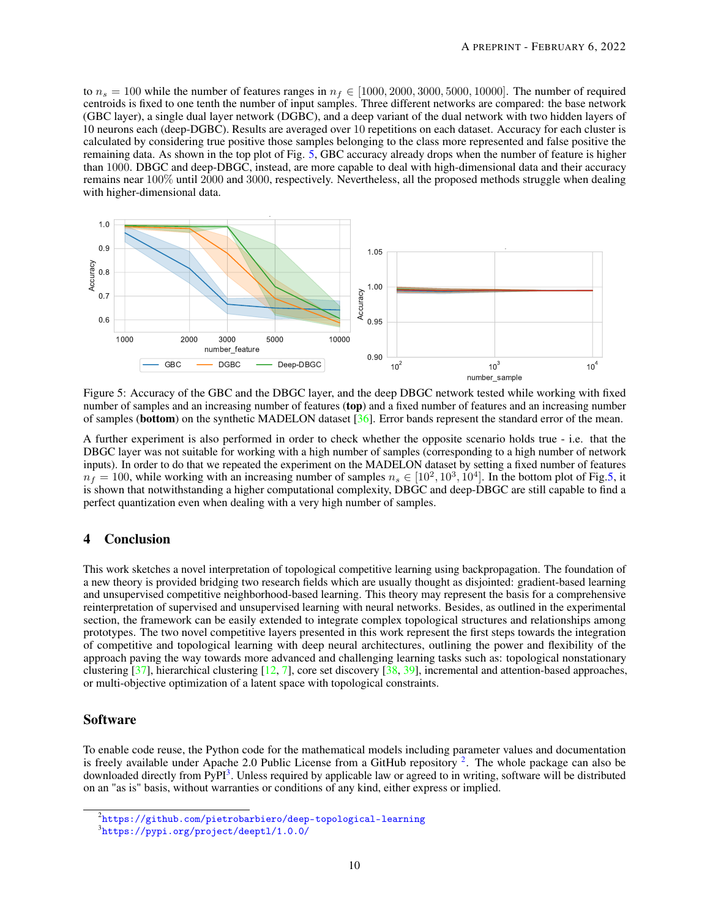to $n_s = 100$ while the number of features ranges in $n_f \in [1000, 2000, 3000, 5000, 10000]$. The number of required centroids is fixed to one tenth the number of input samples. Three different networks are compared: the base network (GBC layer), a single dual layer network (DGBC), and a deep variant of the dual network with two hidden layers of 10 neurons each (deep-DGBC). Results are averaged over 10 repetitions on each dataset. Accuracy for each cluster is calculated by considering true positive those samples belonging to the class more represented and false positive the remaining data. As shown in the top plot of Fig. 5, GBC accuracy already drops when the number of feature is higher than 1000. DBGC and deep-DBGC, instead, are more capable to deal with high-dimensional data and their accuracy remains near 100% until 2000 and 3000, respectively. Nevertheless, all the proposed methods struggle when dealing with higher-dimensional data.

Figure 5: Accuracy of the GBC and the DBGC layer, and the deep DBGC network tested while working with fixed number of samples and an increasing number of features (**top**) and a fixed number of features and an increasing number of samples (**bottom**) on the synthetic MADELON dataset [36]. Error bands represent the standard error of the mean.

A further experiment is also performed in order to check whether the opposite scenario holds true - i.e. that the DBGC layer was not suitable for working with a high number of samples (corresponding to a high number of network inputs). In order to do that we repeated the experiment on the MADELON dataset by setting a fixed number of features $n_f = 100$, while working with an increasing number of samples $n_s \in [10^2, 10^3, 10^4]$. In the bottom plot of Fig.5, it is shown that notwithstanding a higher computational complexity, DBGC and deep-DBGC are still capable to find a perfect quantization even when dealing with a very high number of samples.

## 4 Conclusion

This work sketches a novel interpretation of topological competitive learning using backpropagation. The foundation of a new theory is provided bridging two research fields which are usually thought as disjointed: gradient-based learning and unsupervised competitive neighborhood-based learning. This theory may represent the basis for a comprehensive reinterpretation of supervised and unsupervised learning with neural networks. Besides, as outlined in the experimental section, the framework can be easily extended to integrate complex topological structures and relationships among prototypes. The two novel competitive layers presented in this work represent the first steps towards the integration of competitive and topological learning with deep neural architectures, outlining the power and flexibility of the approach paving the way towards more advanced and challenging learning tasks such as: topological nonstationary clustering [37], hierarchical clustering [12, 7], core set discovery [38, 39], incremental and attention-based approaches, or multi-objective optimization of a latent space with topological constraints.

## Software

To enable code reuse, the Python code for the mathematical models including parameter values and documentation is freely available under Apache 2.0 Public License from a GitHub repository [2]. The whole package can also be downloaded directly from PyPI[3]. Unless required by applicable law or agreed to in writing, software will be distributed on an "as is" basis, without warranties or conditions of any kind, either express or implied.

[2] https://github.com/pietrobarbiero/deep-topological-learning

[3] https://pypi.org/project/deeptl/1.0.0/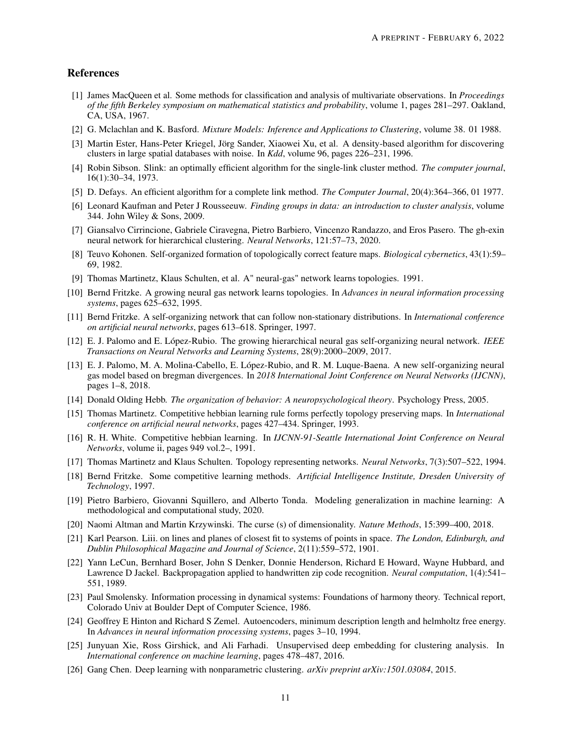## References

[1] James MacQueen et al. Some methods for classification and analysis of multivariate observations. In *Proceedings of the fifth Berkeley symposium on mathematical statistics and probability*, volume 1, pages 281–297. Oakland, CA, USA, 1967.

[2] G. Mclachlan and K. Basford. *Mixture Models: Inference and Applications to Clustering*, volume 38. 01 1988.

[3] Martin Ester, Hans-Peter Kriegel, Jörg Sander, Xiaowei Xu, et al. A density-based algorithm for discovering clusters in large spatial databases with noise. In *Kdd*, volume 96, pages 226–231, 1996.

[4] Robin Sibson. Slink: an optimally efficient algorithm for the single-link cluster method. *The computer journal*, 16(1):30–34, 1973.

[5] D. Defays. An efficient algorithm for a complete link method. *The Computer Journal*, 20(4):364–366, 01 1977.

[6] Leonard Kaufman and Peter J Rousseeuw. *Finding groups in data: an introduction to cluster analysis*, volume 344. John Wiley & Sons, 2009.

[7] Giansalvo Cirrincione, Gabriele Ciravegna, Pietro Barbiero, Vincenzo Randazzo, and Eros Pasero. The gh-exin neural network for hierarchical clustering. *Neural Networks*, 121:57–73, 2020.

[8] Teuvo Kohonen. Self-organized formation of topologically correct feature maps. *Biological cybernetics*, 43(1):59–69, 1982.

[9] Thomas Martinetz, Klaus Schulten, et al. A" neural-gas" network learns topologies. 1991.

[10] Bernd Fritzke. A growing neural gas network learns topologies. In *Advances in neural information processing systems*, pages 625–632, 1995.

[11] Bernd Fritzke. A self-organizing network that can follow non-stationary distributions. In *International conference on artificial neural networks*, pages 613–618. Springer, 1997.

[12] E. J. Palomo and E. López-Rubio. The growing hierarchical neural gas self-organizing neural network. *IEEE Transactions on Neural Networks and Learning Systems*, 28(9):2000–2009, 2017.

[13] E. J. Palomo, M. A. Molina-Cabello, E. López-Rubio, and R. M. Luque-Baena. A new self-organizing neural gas model based on bregman divergences. In *2018 International Joint Conference on Neural Networks (IJCNN)*, pages 1–8, 2018.

[14] Donald Olding Hebb. *The organization of behavior: A neuropsychological theory*. Psychology Press, 2005.

[15] Thomas Martinetz. Competitive hebbian learning rule forms perfectly topology preserving maps. In *International conference on artificial neural networks*, pages 427–434. Springer, 1993.

[16] R. H. White. Competitive hebbian learning. In *IJCNN-91-Seattle International Joint Conference on Neural Networks*, volume ii, pages 949 vol.2–, 1991.

[17] Thomas Martinetz and Klaus Schulten. Topology representing networks. *Neural Networks*, 7(3):507–522, 1994.

[18] Bernd Fritzke. Some competitive learning methods. *Artificial Intelligence Institute, Dresden University of Technology*, 1997.

[19] Pietro Barbiero, Giovanni Squillero, and Alberto Tonda. Modeling generalization in machine learning: A methodological and computational study, 2020.

[20] Naomi Altman and Martin Krzywinski. The curse (s) of dimensionality. *Nature Methods*, 15:399–400, 2018.

[21] Karl Pearson. Liii. on lines and planes of closest fit to systems of points in space. *The London, Edinburgh, and Dublin Philosophical Magazine and Journal of Science*, 2(11):559–572, 1901.

[22] Yann LeCun, Bernhard Boser, John S Denker, Donnie Henderson, Richard E Howard, Wayne Hubbard, and Lawrence D Jackel. Backpropagation applied to handwritten zip code recognition. *Neural computation*, 1(4):541–551, 1989.

[23] Paul Smolensky. Information processing in dynamical systems: Foundations of harmony theory. Technical report, Colorado Univ at Boulder Dept of Computer Science, 1986.

[24] Geoffrey E Hinton and Richard S Zemel. Autoencoders, minimum description length and helmholtz free energy. In *Advances in neural information processing systems*, pages 3–10, 1994.

[25] Junyuan Xie, Ross Girshick, and Ali Farhadi. Unsupervised deep embedding for clustering analysis. In *International conference on machine learning*, pages 478–487, 2016.

[26] Gang Chen. Deep learning with nonparametric clustering. *arXiv preprint arXiv:1501.03084*, 2015.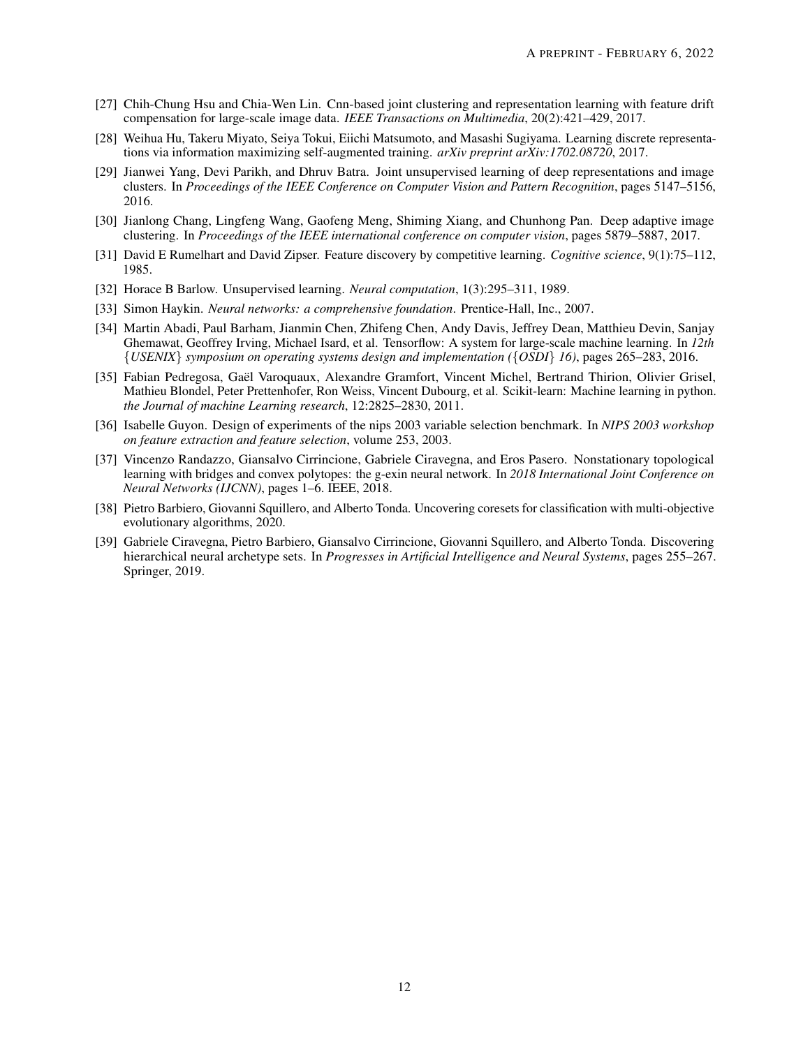[27] Chih-Chung Hsu and Chia-Wen Lin. Cnn-based joint clustering and representation learning with feature drift compensation for large-scale image data. *IEEE Transactions on Multimedia*, 20(2):421–429, 2017.

[28] Weihua Hu, Takeru Miyato, Seiya Tokui, Eiichi Matsumoto, and Masashi Sugiyama. Learning discrete representations via information maximizing self-augmented training. *arXiv preprint arXiv:1702.08720*, 2017.

[29] Jianwei Yang, Devi Parikh, and Dhruv Batra. Joint unsupervised learning of deep representations and image clusters. In *Proceedings of the IEEE Conference on Computer Vision and Pattern Recognition*, pages 5147–5156, 2016.

[30] Jianlong Chang, Lingfeng Wang, Gaofeng Meng, Shiming Xiang, and Chunhong Pan. Deep adaptive image clustering. In *Proceedings of the IEEE international conference on computer vision*, pages 5879–5887, 2017.

[31] David E Rumelhart and David Zipser. Feature discovery by competitive learning. *Cognitive science*, 9(1):75–112, 1985.

[32] Horace B Barlow. Unsupervised learning. *Neural computation*, 1(3):295–311, 1989.

[33] Simon Haykin. *Neural networks: a comprehensive foundation*. Prentice-Hall, Inc., 2007.

[34] Martin Abadi, Paul Barham, Jianmin Chen, Zhifeng Chen, Andy Davis, Jeffrey Dean, Matthieu Devin, Sanjay Ghemawat, Geoffrey Irving, Michael Isard, et al. Tensorflow: A system for large-scale machine learning. In *12th {USENIX} symposium on operating systems design and implementation ({OSDI} 16)*, pages 265–283, 2016.

[35] Fabian Pedregosa, Gaël Varoquaux, Alexandre Gramfort, Vincent Michel, Bertrand Thirion, Olivier Grisel, Mathieu Blondel, Peter Prettenhofer, Ron Weiss, Vincent Dubourg, et al. Scikit-learn: Machine learning in python. *the Journal of machine Learning research*, 12:2825–2830, 2011.

[36] Isabelle Guyon. Design of experiments of the nips 2003 variable selection benchmark. In *NIPS 2003 workshop on feature extraction and feature selection*, volume 253, 2003.

[37] Vincenzo Randazzo, Giansalvo Cirrincione, Gabriele Ciravegna, and Eros Pasero. Nonstationary topological learning with bridges and convex polytopes: the g-exin neural network. In *2018 International Joint Conference on Neural Networks (IJCNN)*, pages 1–6. IEEE, 2018.

[38] Pietro Barbiero, Giovanni Squillero, and Alberto Tonda. Uncovering coresets for classification with multi-objective evolutionary algorithms, 2020.

[39] Gabriele Ciravegna, Pietro Barbiero, Giansalvo Cirrincione, Giovanni Squillero, and Alberto Tonda. Discovering hierarchical neural archetype sets. In *Progresses in Artificial Intelligence and Neural Systems*, pages 255–267. Springer, 2019.